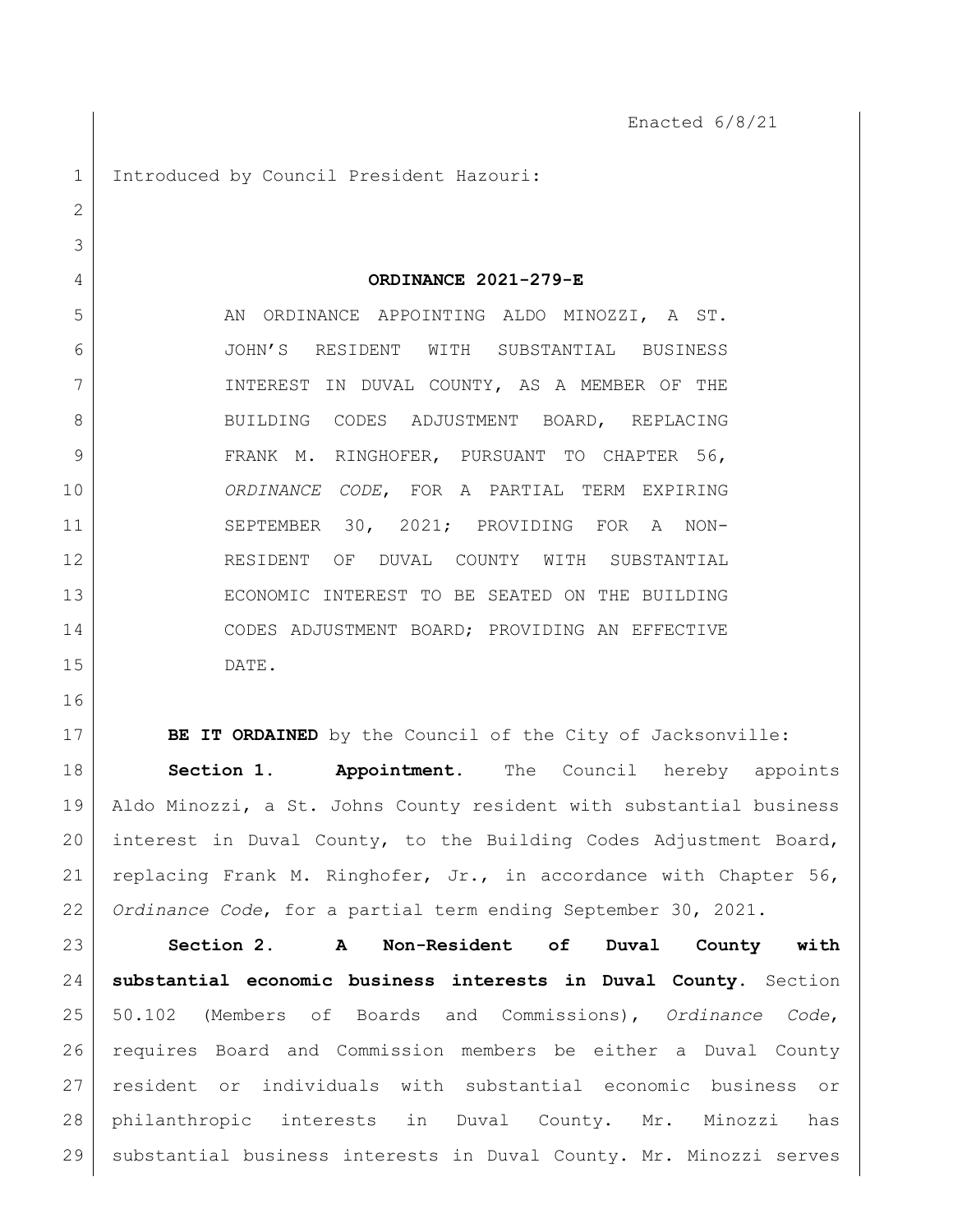Enacted 6/8/21

Introduced by Council President Hazouri:

**ORDINANCE 2021-279-E**

AN ORDINANCE APPOINTING ALDO MINOZZI, A ST. JOHN'S RESIDENT WITH SUBSTANTIAL BUSINESS INTEREST IN DUVAL COUNTY, AS A MEMBER OF THE BUILDING CODES ADJUSTMENT BOARD, REPLACING FRANK M. RINGHOFER, PURSUANT TO CHAPTER 56, *ORDINANCE CODE*, FOR A PARTIAL TERM EXPIRING SEPTEMBER 30, 2021; PROVIDING FOR A NON-RESIDENT OF DUVAL COUNTY WITH SUBSTANTIAL ECONOMIC INTEREST TO BE SEATED ON THE BUILDING CODES ADJUSTMENT BOARD; PROVIDING AN EFFECTIVE DATE.

**BE IT ORDAINED** by the Council of the City of Jacksonville:

**Section 1. Appointment.** The Council hereby appoints Aldo Minozzi, a St. Johns County resident with substantial business interest in Duval County, to the Building Codes Adjustment Board, replacing Frank M. Ringhofer, Jr., in accordance with Chapter 56, *Ordinance Code*, for a partial term ending September 30, 2021.

**Section 2. A Non-Resident of Duval County with substantial economic business interests in Duval County.** Section 50.102 (Members of Boards and Commissions), *Ordinance Code*, requires Board and Commission members be either a Duval County resident or individuals with substantial economic business or philanthropic interests in Duval County. Mr. Minozzi has substantial business interests in Duval County. Mr. Minozzi serves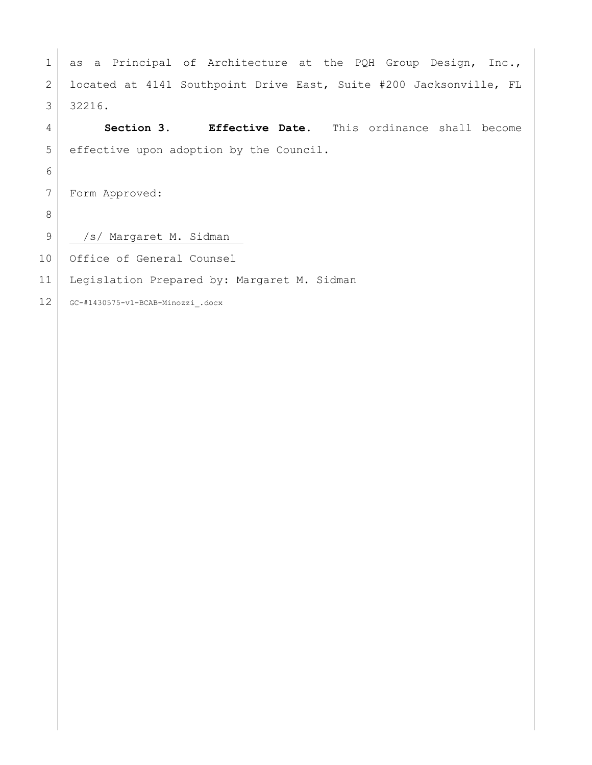as a Principal of Architecture at the PQH Group Design, Inc., located at 4141 Southpoint Drive East, Suite #200 Jacksonville, FL 32216.

**Section 3. Effective Date.** This ordinance shall become effective upon adoption by the Council.

Form Approved:

/s/ Margaret M. Sidman

Office of General Counsel

Legislation Prepared by: Margaret M. Sidman

GC-#1430575-v1-BCAB-Minozzi_.docx